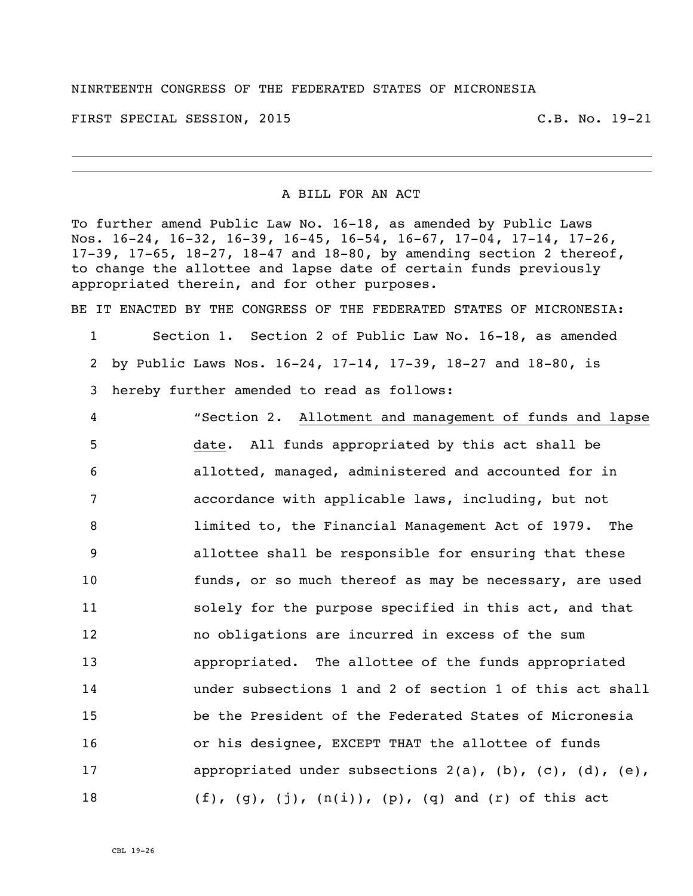NINRTEENTH CONGRESS OF THE FEDERATED STATES OF MICRONESIA

FIRST SPECIAL SESSION, 2015 C.B. No. 19-21

---

A BILL FOR AN ACT

To further amend Public Law No. 16-18, as amended by Public Laws Nos. 16-24, 16-32, 16-39, 16-45, 16-54, 16-67, 17-04, 17-14, 17-26, 17-39, 17-65, 18-27, 18-47 and 18-80, by amending section 2 thereof, to change the allottee and lapse date of certain funds previously appropriated therein, and for other purposes.

BE IT ENACTED BY THE CONGRESS OF THE FEDERATED STATES OF MICRONESIA:

1 Section 1. Section 2 of Public Law No. 16-18, as amended
2 by Public Laws Nos. 16-24, 17-14, 17-39, 18-27 and 18-80, is
3 hereby further amended to read as follows:

4 "Section 2. Allotment and management of funds and lapse
5 date. All funds appropriated by this act shall be
6 allotted, managed, administered and accounted for in
7 accordance with applicable laws, including, but not
8 limited to, the Financial Management Act of 1979. The
9 allottee shall be responsible for ensuring that these
10 funds, or so much thereof as may be necessary, are used
11 solely for the purpose specified in this act, and that
12 no obligations are incurred in excess of the sum
13 appropriated. The allottee of the funds appropriated
14 under subsections 1 and 2 of section 1 of this act shall
15 be the President of the Federated States of Micronesia
16 or his designee, EXCEPT THAT the allottee of funds
17 appropriated under subsections 2(a), (b), (c), (d), (e),
18 (f), (g), (j), (n(i)), (p), (q) and (r) of this act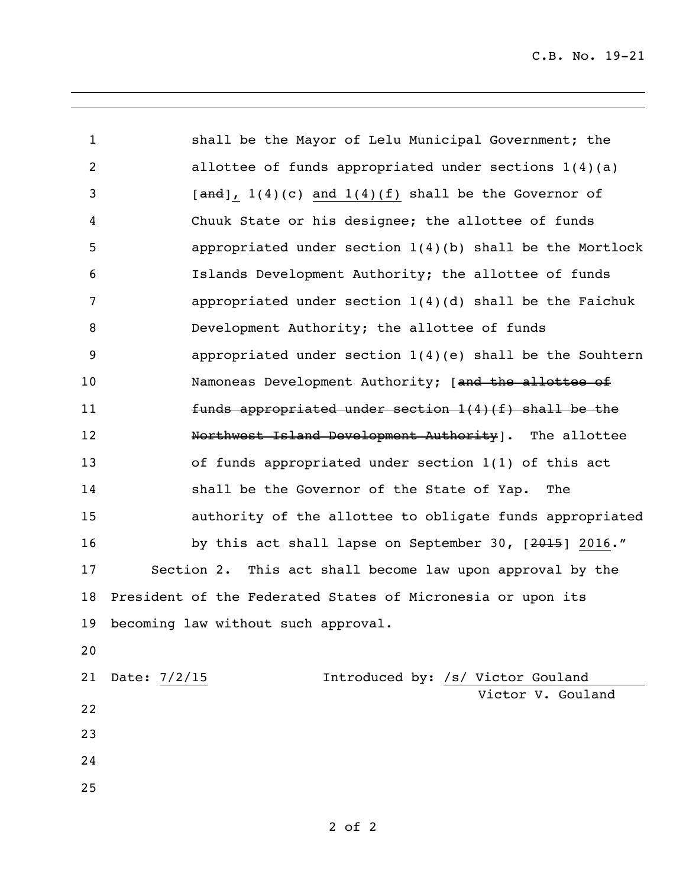shall be the Mayor of Lelu Municipal Government; the allottee of funds appropriated under sections 1(4)(a) [~~and~~], 1(4)(c) <u>and 1(4)(f)</u> shall be the Governor of Chuuk State or his designee; the allottee of funds appropriated under section 1(4)(b) shall be the Mortlock Islands Development Authority; the allottee of funds appropriated under section 1(4)(d) shall be the Faichuk Development Authority; the allottee of funds appropriated under section 1(4)(e) shall be the Souhtern Namoneas Development Authority; [~~and the allottee of funds appropriated under section 1(4)(f) shall be the Northwest Island Development Authority~~]. The allottee of funds appropriated under section 1(1) of this act shall be the Governor of the State of Yap. The authority of the allottee to obligate funds appropriated by this act shall lapse on September 30, [~~2015~~] <u>2016</u>."

Section 2. This act shall become law upon approval by the President of the Federated States of Micronesia or upon its becoming law without such approval.

Date: <u>7/2/15</u>

Introduced by: <u>/s/ Victor Gouland</u>
Victor V. Gouland